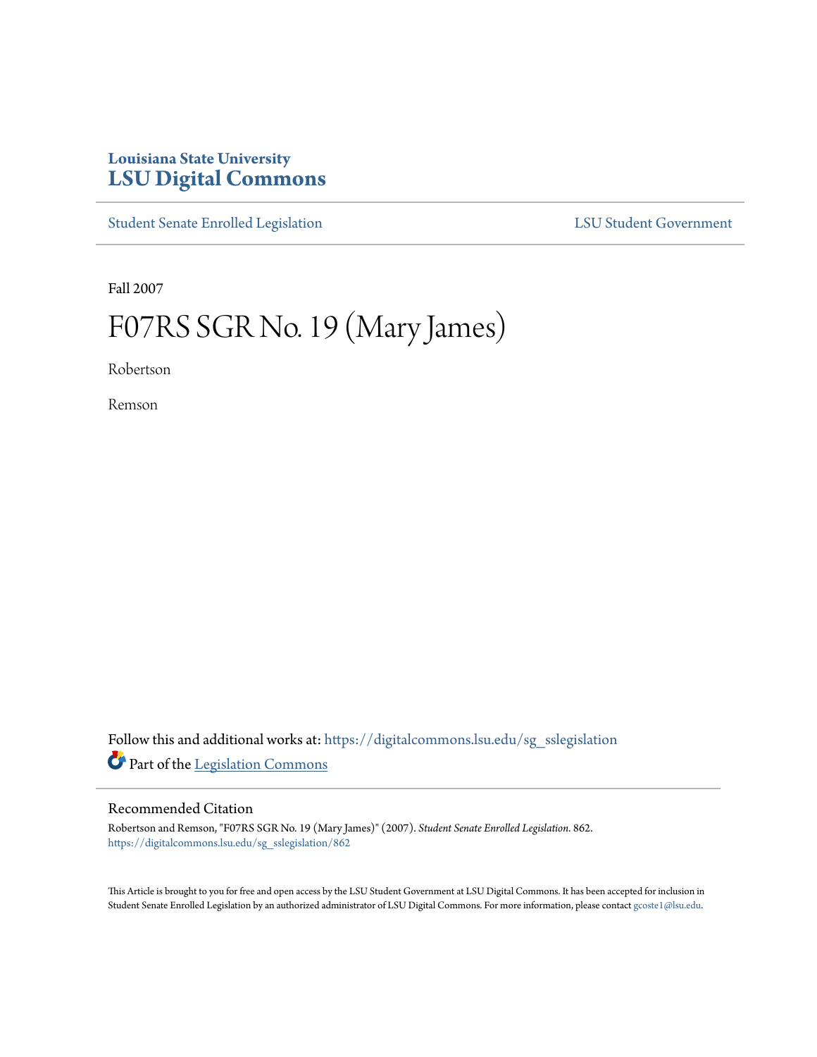Louisiana State University

# LSU Digital Commons

Student Senate Enrolled Legislation | LSU Student Government

Fall 2007

# F07RS SGR No. 19 (Mary James)

Robertson

Remson

Follow this and additional works at: https://digitalcommons.lsu.edu/sg_sslegislation

Part of the Legislation Commons

## Recommended Citation

Robertson and Remson, "F07RS SGR No. 19 (Mary James)" (2007). *Student Senate Enrolled Legislation*. 862.
https://digitalcommons.lsu.edu/sg_sslegislation/862

This Article is brought to you for free and open access by the LSU Student Government at LSU Digital Commons. It has been accepted for inclusion in Student Senate Enrolled Legislation by an authorized administrator of LSU Digital Commons. For more information, please contact gcoste1@lsu.edu.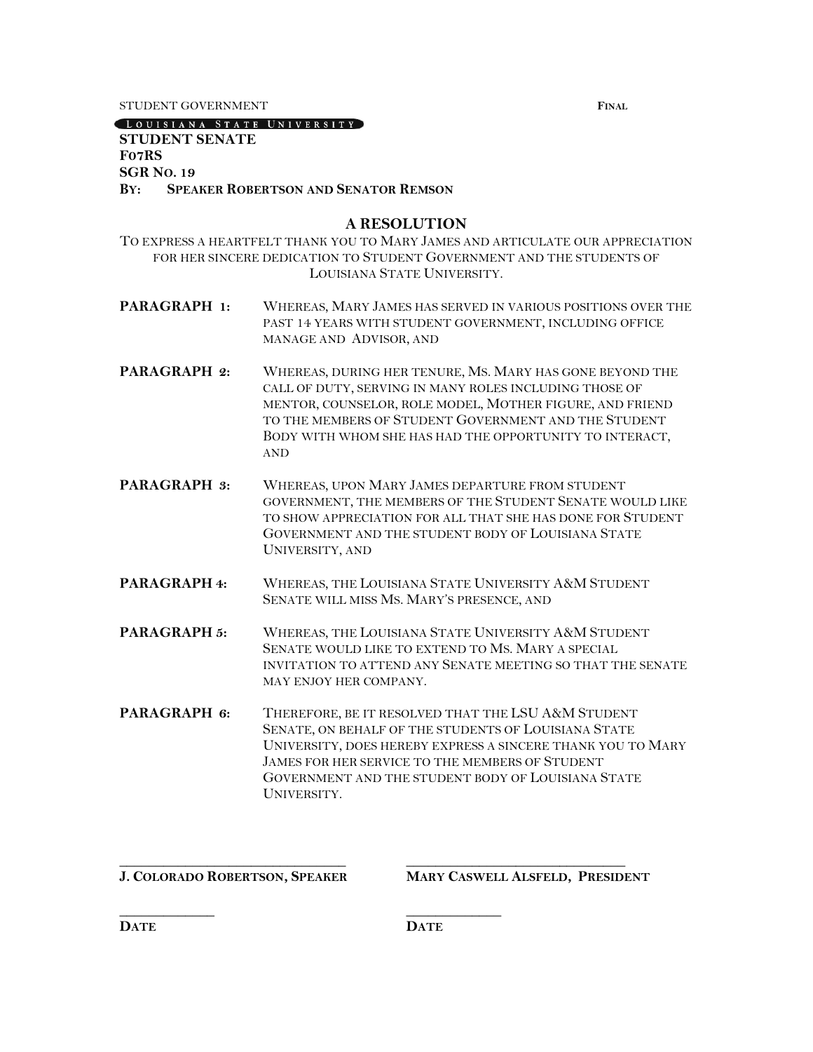STUDENT GOVERNMENT **FINAL**

LOUISIANA STATE UNIVERSITY

**STUDENT SENATE**
**F07RS**
**SGR NO. 19**
**BY: SPEAKER ROBERTSON AND SENATOR REMSON**

## A RESOLUTION

TO EXPRESS A HEARTFELT THANK YOU TO MARY JAMES AND ARTICULATE OUR APPRECIATION FOR HER SINCERE DEDICATION TO STUDENT GOVERNMENT AND THE STUDENTS OF LOUISIANA STATE UNIVERSITY.

**PARAGRAPH 1:** WHEREAS, MARY JAMES HAS SERVED IN VARIOUS POSITIONS OVER THE PAST 14 YEARS WITH STUDENT GOVERNMENT, INCLUDING OFFICE MANAGE AND ADVISOR, AND

**PARAGRAPH 2:** WHEREAS, DURING HER TENURE, MS. MARY HAS GONE BEYOND THE CALL OF DUTY, SERVING IN MANY ROLES INCLUDING THOSE OF MENTOR, COUNSELOR, ROLE MODEL, MOTHER FIGURE, AND FRIEND TO THE MEMBERS OF STUDENT GOVERNMENT AND THE STUDENT BODY WITH WHOM SHE HAS HAD THE OPPORTUNITY TO INTERACT, AND

**PARAGRAPH 3:** WHEREAS, UPON MARY JAMES DEPARTURE FROM STUDENT GOVERNMENT, THE MEMBERS OF THE STUDENT SENATE WOULD LIKE TO SHOW APPRECIATION FOR ALL THAT SHE HAS DONE FOR STUDENT GOVERNMENT AND THE STUDENT BODY OF LOUISIANA STATE UNIVERSITY, AND

**PARAGRAPH 4:** WHEREAS, THE LOUISIANA STATE UNIVERSITY A&M STUDENT SENATE WILL MISS MS. MARY'S PRESENCE, AND

**PARAGRAPH 5:** WHEREAS, THE LOUISIANA STATE UNIVERSITY A&M STUDENT SENATE WOULD LIKE TO EXTEND TO MS. MARY A SPECIAL INVITATION TO ATTEND ANY SENATE MEETING SO THAT THE SENATE MAY ENJOY HER COMPANY.

**PARAGRAPH 6:** THEREFORE, BE IT RESOLVED THAT THE LSU A&M STUDENT SENATE, ON BEHALF OF THE STUDENTS OF LOUISIANA STATE UNIVERSITY, DOES HEREBY EXPRESS A SINCERE THANK YOU TO MARY JAMES FOR HER SERVICE TO THE MEMBERS OF STUDENT GOVERNMENT AND THE STUDENT BODY OF LOUISIANA STATE UNIVERSITY.

_______________________________
**J. COLORADO ROBERTSON, SPEAKER**

_____________
**DATE**

_______________________________
**MARY CASWELL ALSFELD, PRESIDENT**

_____________
**DATE**